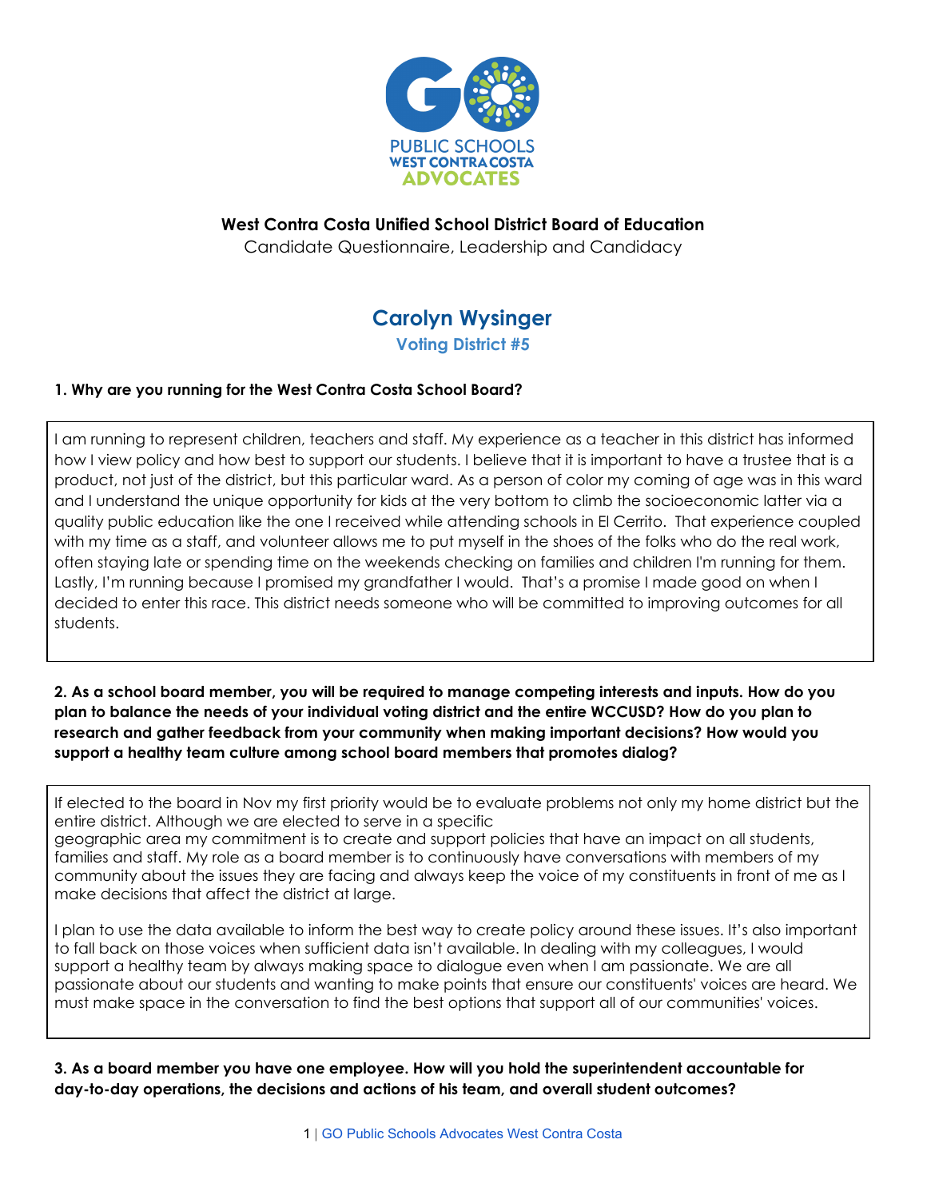PUBLIC SCHOOLS
WEST CONTRA COSTA
ADVOCATES

**West Contra Costa Unified School District Board of Education**
Candidate Questionnaire, Leadership and Candidacy

## Carolyn Wysinger

### Voting District #5

**1. Why are you running for the West Contra Costa School Board?**

I am running to represent children, teachers and staff. My experience as a teacher in this district has informed how I view policy and how best to support our students. I believe that it is important to have a trustee that is a product, not just of the district, but this particular ward. As a person of color my coming of age was in this ward and I understand the unique opportunity for kids at the very bottom to climb the socioeconomic latter via a quality public education like the one I received while attending schools in El Cerrito. That experience coupled with my time as a staff, and volunteer allows me to put myself in the shoes of the folks who do the real work, often staying late or spending time on the weekends checking on families and children I'm running for them. Lastly, I'm running because I promised my grandfather I would. That's a promise I made good on when I decided to enter this race. This district needs someone who will be committed to improving outcomes for all students.

**2. As a school board member, you will be required to manage competing interests and inputs. How do you plan to balance the needs of your individual voting district and the entire WCCUSD? How do you plan to research and gather feedback from your community when making important decisions? How would you support a healthy team culture among school board members that promotes dialog?**

If elected to the board in Nov my first priority would be to evaluate problems not only my home district but the entire district. Although we are elected to serve in a specific geographic area my commitment is to create and support policies that have an impact on all students, families and staff. My role as a board member is to continuously have conversations with members of my community about the issues they are facing and always keep the voice of my constituents in front of me as I make decisions that affect the district at large.

I plan to use the data available to inform the best way to create policy around these issues. It's also important to fall back on those voices when sufficient data isn't available. In dealing with my colleagues, I would support a healthy team by always making space to dialogue even when I am passionate. We are all passionate about our students and wanting to make points that ensure our constituents' voices are heard. We must make space in the conversation to find the best options that support all of our communities' voices.

**3. As a board member you have one employee. How will you hold the superintendent accountable for day-to-day operations, the decisions and actions of his team, and overall student outcomes?**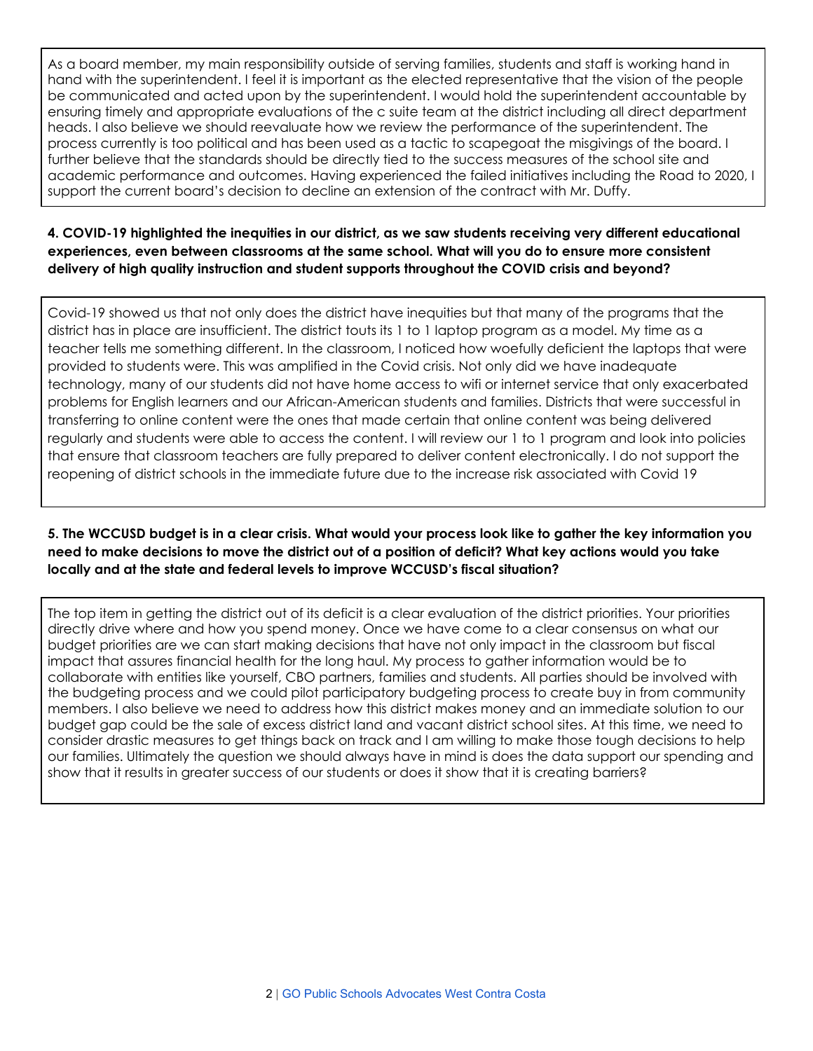As a board member, my main responsibility outside of serving families, students and staff is working hand in hand with the superintendent. I feel it is important as the elected representative that the vision of the people be communicated and acted upon by the superintendent. I would hold the superintendent accountable by ensuring timely and appropriate evaluations of the c suite team at the district including all direct department heads. I also believe we should reevaluate how we review the performance of the superintendent. The process currently is too political and has been used as a tactic to scapegoat the misgivings of the board. I further believe that the standards should be directly tied to the success measures of the school site and academic performance and outcomes. Having experienced the failed initiatives including the Road to 2020, I support the current board's decision to decline an extension of the contract with Mr. Duffy.

**4. COVID-19 highlighted the inequities in our district, as we saw students receiving very different educational experiences, even between classrooms at the same school. What will you do to ensure more consistent delivery of high quality instruction and student supports throughout the COVID crisis and beyond?**

Covid-19 showed us that not only does the district have inequities but that many of the programs that the district has in place are insufficient. The district touts its 1 to 1 laptop program as a model. My time as a teacher tells me something different. In the classroom, I noticed how woefully deficient the laptops that were provided to students were. This was amplified in the Covid crisis. Not only did we have inadequate technology, many of our students did not have home access to wifi or internet service that only exacerbated problems for English learners and our African-American students and families. Districts that were successful in transferring to online content were the ones that made certain that online content was being delivered regularly and students were able to access the content. I will review our 1 to 1 program and look into policies that ensure that classroom teachers are fully prepared to deliver content electronically. I do not support the reopening of district schools in the immediate future due to the increase risk associated with Covid 19

**5. The WCCUSD budget is in a clear crisis. What would your process look like to gather the key information you need to make decisions to move the district out of a position of deficit? What key actions would you take locally and at the state and federal levels to improve WCCUSD's fiscal situation?**

The top item in getting the district out of its deficit is a clear evaluation of the district priorities. Your priorities directly drive where and how you spend money. Once we have come to a clear consensus on what our budget priorities are we can start making decisions that have not only impact in the classroom but fiscal impact that assures financial health for the long haul. My process to gather information would be to collaborate with entities like yourself, CBO partners, families and students. All parties should be involved with the budgeting process and we could pilot participatory budgeting process to create buy in from community members. I also believe we need to address how this district makes money and an immediate solution to our budget gap could be the sale of excess district land and vacant district school sites. At this time, we need to consider drastic measures to get things back on track and I am willing to make those tough decisions to help our families. Ultimately the question we should always have in mind is does the data support our spending and show that it results in greater success of our students or does it show that it is creating barriers?